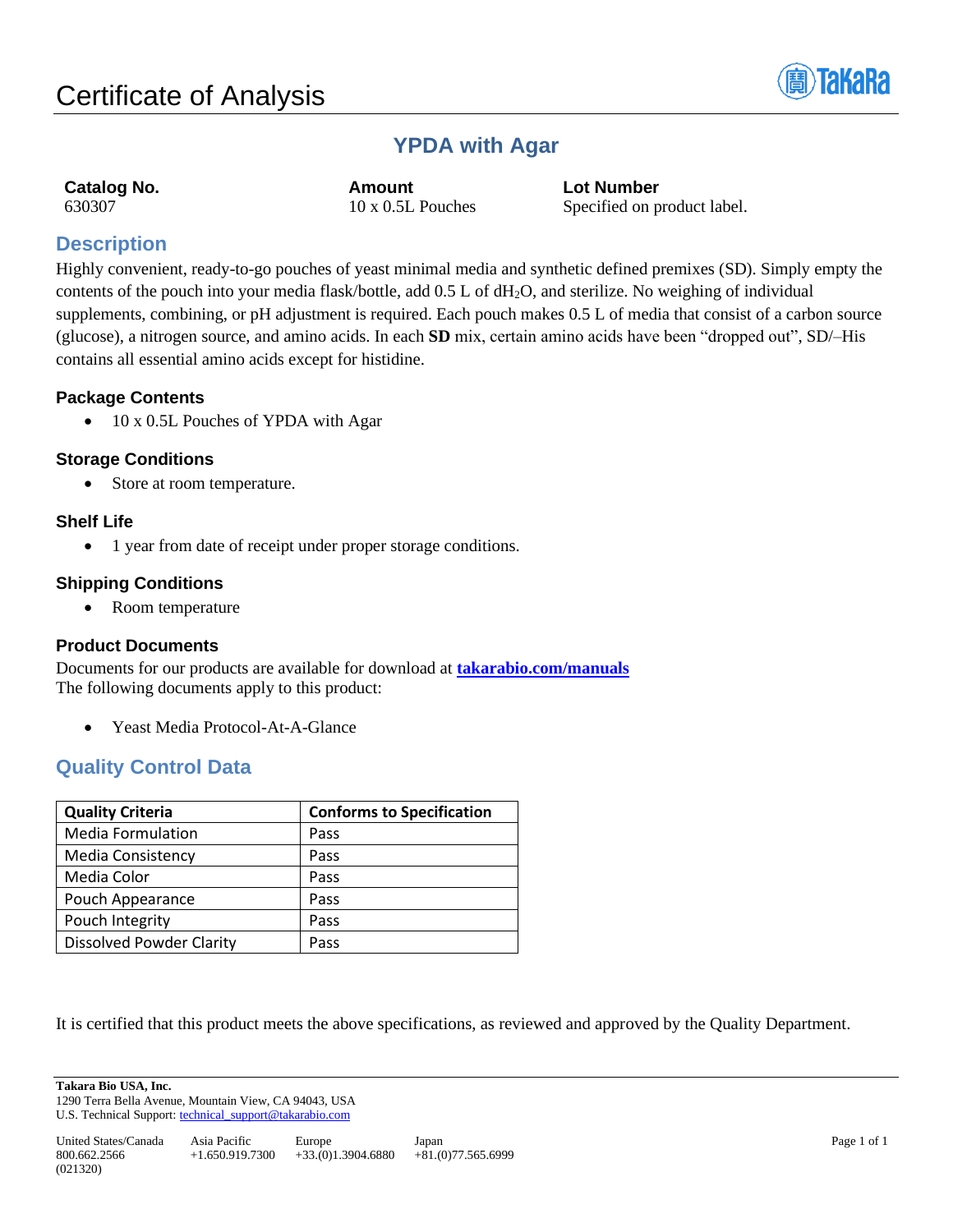# Certificate of Analysis

## YPDA with Agar

| Catalog No. | Amount | Lot Number |
| --- | --- | --- |
| 630307 | 10 x 0.5L Pouches | Specified on product label. |

## Description

Highly convenient, ready-to-go pouches of yeast minimal media and synthetic defined premixes (SD). Simply empty the contents of the pouch into your media flask/bottle, add 0.5 L of $dH_2O$, and sterilize. No weighing of individual supplements, combining, or pH adjustment is required. Each pouch makes 0.5 L of media that consist of a carbon source (glucose), a nitrogen source, and amino acids. In each **SD** mix, certain amino acids have been "dropped out", SD/–His contains all essential amino acids except for histidine.

### Package Contents

- 10 x 0.5L Pouches of YPDA with Agar

### Storage Conditions

- Store at room temperature.

### Shelf Life

- 1 year from date of receipt under proper storage conditions.

### Shipping Conditions

- Room temperature

### Product Documents

Documents for our products are available for download at **takarabio.com/manuals**
The following documents apply to this product:

- Yeast Media Protocol-At-A-Glance

## Quality Control Data

| Quality Criteria | Conforms to Specification |
| --- | --- |
| Media Formulation | Pass |
| Media Consistency | Pass |
| Media Color | Pass |
| Pouch Appearance | Pass |
| Pouch Integrity | Pass |
| Dissolved Powder Clarity | Pass |

It is certified that this product meets the above specifications, as reviewed and approved by the Quality Department.

**Takara Bio USA, Inc.**
1290 Terra Bella Avenue, Mountain View, CA 94043, USA
U.S. Technical Support: technical_support@takarabio.com

| United States/Canada | Asia Pacific | Europe | Japan |
| --- | --- | --- | --- |
| 800.662.2566 | +1.650.919.7300 | +33.(0)1.3904.6880 | +81.(0)77.565.6999 |

(021320)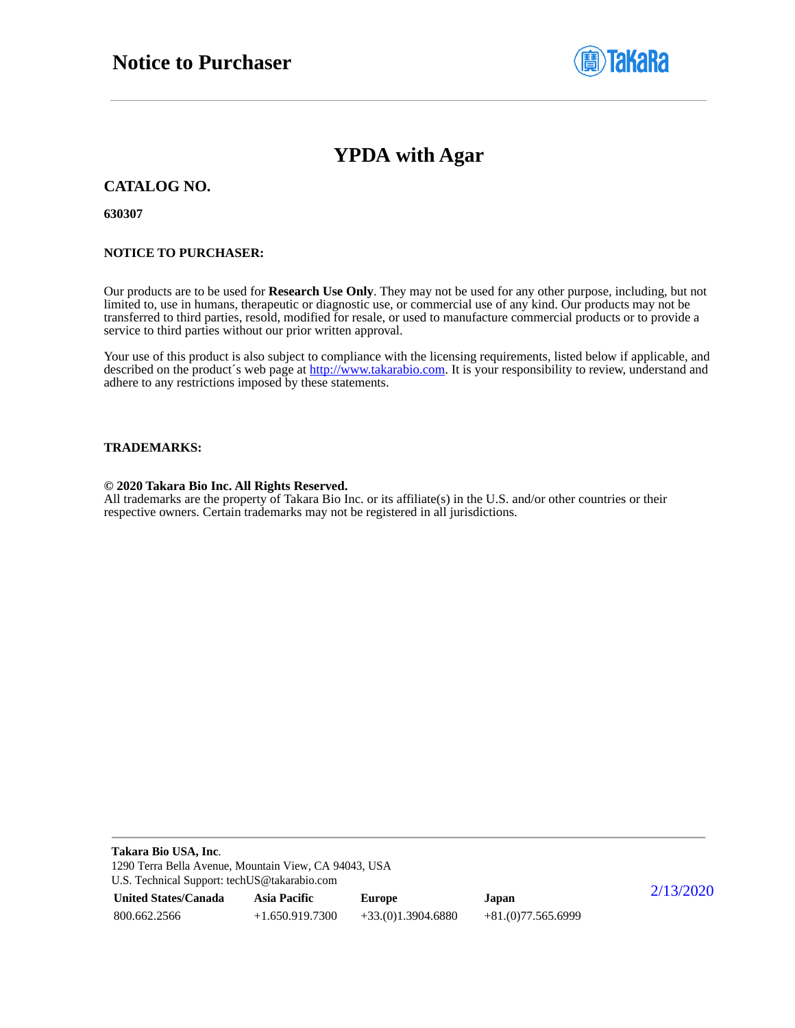# YPDA with Agar

## CATALOG NO.

**630307**

### NOTICE TO PURCHASER:

Our products are to be used for **Research Use Only**. They may not be used for any other purpose, including, but not limited to, use in humans, therapeutic or diagnostic use, or commercial use of any kind. Our products may not be transferred to third parties, resold, modified for resale, or used to manufacture commercial products or to provide a service to third parties without our prior written approval.

Your use of this product is also subject to compliance with the licensing requirements, listed below if applicable, and described on the product´s web page at http://www.takarabio.com. It is your responsibility to review, understand and adhere to any restrictions imposed by these statements.

### TRADEMARKS:

**© 2020 Takara Bio Inc. All Rights Reserved.**
All trademarks are the property of Takara Bio Inc. or its affiliate(s) in the U.S. and/or other countries or their respective owners. Certain trademarks may not be registered in all jurisdictions.

**Takara Bio USA, Inc**.
1290 Terra Bella Avenue, Mountain View, CA 94043, USA
U.S. Technical Support: techUS@takarabio.com

| United States/Canada | Asia Pacific | Europe | Japan |
|---|---|---|---|
| 800.662.2566 | +1.650.919.7300 | +33.(0)1.3904.6880 | +81.(0)77.565.6999 |

2/13/2020